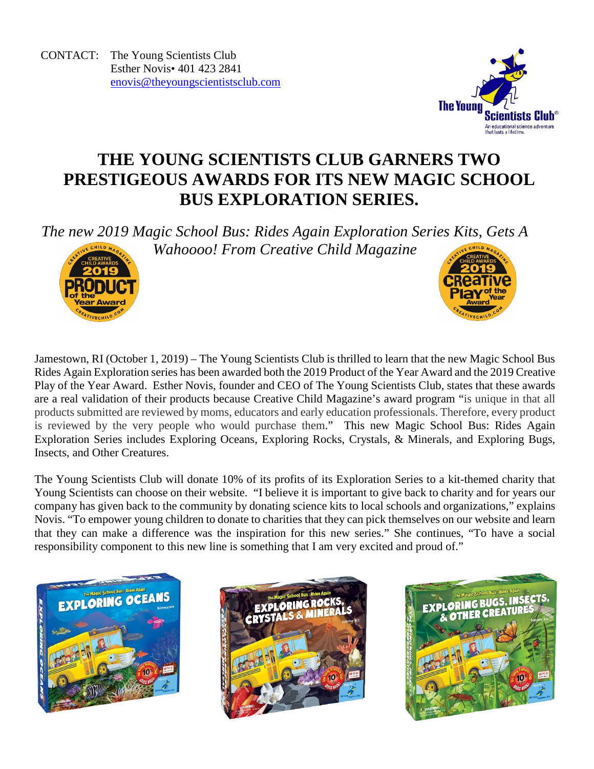CONTACT: The Young Scientists Club
Esther Novis• 401 423 2841
enovis@theyoungscientistsclub.com

# THE YOUNG SCIENTISTS CLUB GARNERS TWO PRESTIGEOUS AWARDS FOR ITS NEW MAGIC SCHOOL BUS EXPLORATION SERIES.

*The new 2019 Magic School Bus: Rides Again Exploration Series Kits, Gets A Wahoooo! From Creative Child Magazine*

Jamestown, RI (October 1, 2019) – The Young Scientists Club is thrilled to learn that the new Magic School Bus Rides Again Exploration series has been awarded both the 2019 Product of the Year Award and the 2019 Creative Play of the Year Award. Esther Novis, founder and CEO of The Young Scientists Club, states that these awards are a real validation of their products because Creative Child Magazine's award program "is unique in that all products submitted are reviewed by moms, educators and early education professionals. Therefore, every product is reviewed by the very people who would purchase them." This new Magic School Bus: Rides Again Exploration Series includes Exploring Oceans, Exploring Rocks, Crystals, & Minerals, and Exploring Bugs, Insects, and Other Creatures.

The Young Scientists Club will donate 10% of its profits of its Exploration Series to a kit-themed charity that Young Scientists can choose on their website. "I believe it is important to give back to charity and for years our company has given back to the community by donating science kits to local schools and organizations," explains Novis. "To empower young children to donate to charities that they can pick themselves on our website and learn that they can make a difference was the inspiration for this new series." She continues, "To have a social responsibility component to this new line is something that I am very excited and proud of."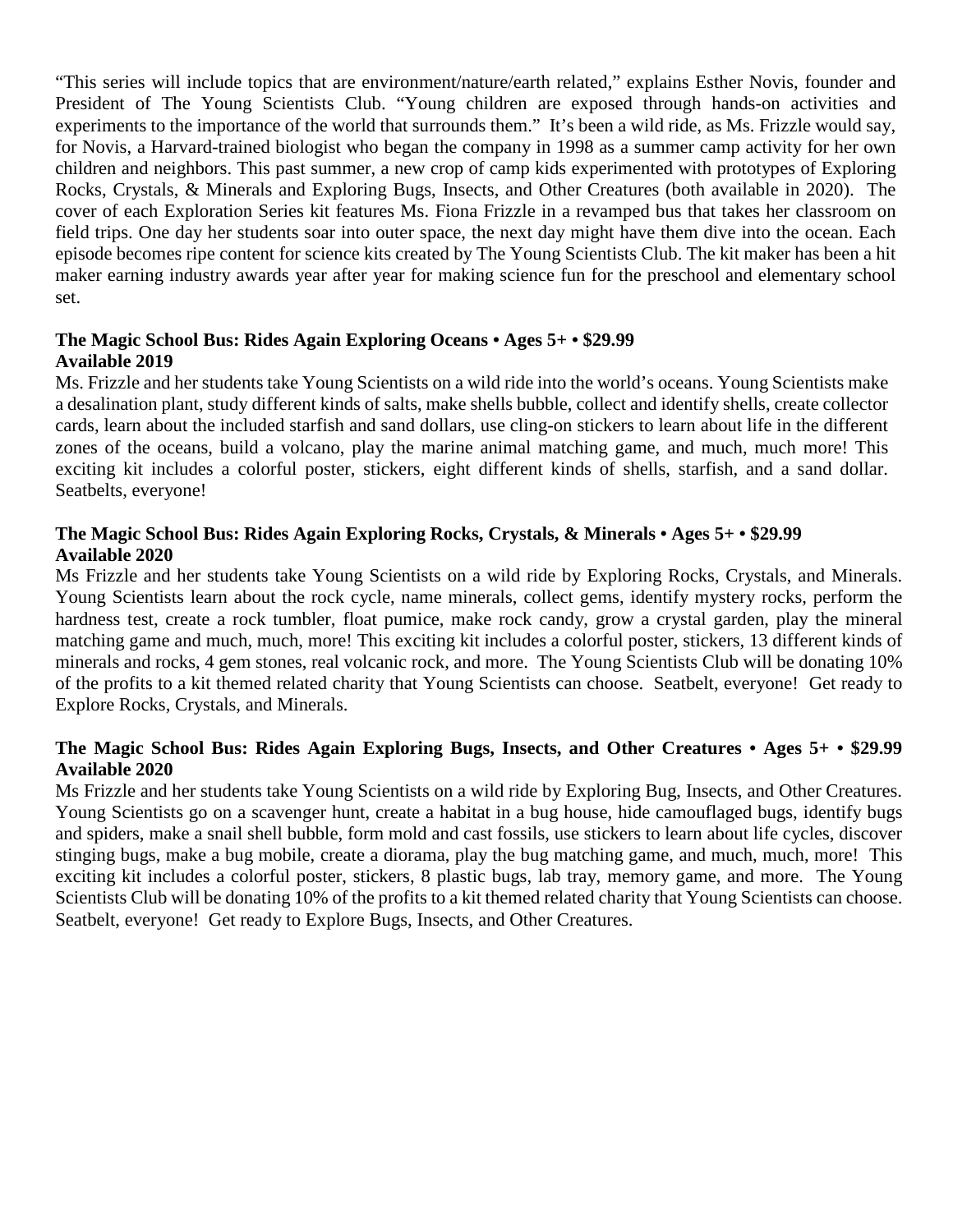"This series will include topics that are environment/nature/earth related," explains Esther Novis, founder and President of The Young Scientists Club. "Young children are exposed through hands-on activities and experiments to the importance of the world that surrounds them." It's been a wild ride, as Ms. Frizzle would say, for Novis, a Harvard-trained biologist who began the company in 1998 as a summer camp activity for her own children and neighbors. This past summer, a new crop of camp kids experimented with prototypes of Exploring Rocks, Crystals, & Minerals and Exploring Bugs, Insects, and Other Creatures (both available in 2020). The cover of each Exploration Series kit features Ms. Fiona Frizzle in a revamped bus that takes her classroom on field trips. One day her students soar into outer space, the next day might have them dive into the ocean. Each episode becomes ripe content for science kits created by The Young Scientists Club. The kit maker has been a hit maker earning industry awards year after year for making science fun for the preschool and elementary school set.

**The Magic School Bus: Rides Again Exploring Oceans • Ages 5+ • $29.99**
**Available 2019**

Ms. Frizzle and her students take Young Scientists on a wild ride into the world's oceans. Young Scientists make a desalination plant, study different kinds of salts, make shells bubble, collect and identify shells, create collector cards, learn about the included starfish and sand dollars, use cling-on stickers to learn about life in the different zones of the oceans, build a volcano, play the marine animal matching game, and much, much more! This exciting kit includes a colorful poster, stickers, eight different kinds of shells, starfish, and a sand dollar. Seatbelts, everyone!

**The Magic School Bus: Rides Again Exploring Rocks, Crystals, & Minerals • Ages 5+ • $29.99**
**Available 2020**

Ms Frizzle and her students take Young Scientists on a wild ride by Exploring Rocks, Crystals, and Minerals. Young Scientists learn about the rock cycle, name minerals, collect gems, identify mystery rocks, perform the hardness test, create a rock tumbler, float pumice, make rock candy, grow a crystal garden, play the mineral matching game and much, much, more! This exciting kit includes a colorful poster, stickers, 13 different kinds of minerals and rocks, 4 gem stones, real volcanic rock, and more. The Young Scientists Club will be donating 10% of the profits to a kit themed related charity that Young Scientists can choose. Seatbelt, everyone! Get ready to Explore Rocks, Crystals, and Minerals.

**The Magic School Bus: Rides Again Exploring Bugs, Insects, and Other Creatures • Ages 5+ • $29.99**
**Available 2020**

Ms Frizzle and her students take Young Scientists on a wild ride by Exploring Bug, Insects, and Other Creatures. Young Scientists go on a scavenger hunt, create a habitat in a bug house, hide camouflaged bugs, identify bugs and spiders, make a snail shell bubble, form mold and cast fossils, use stickers to learn about life cycles, discover stinging bugs, make a bug mobile, create a diorama, play the bug matching game, and much, much, more! This exciting kit includes a colorful poster, stickers, 8 plastic bugs, lab tray, memory game, and more. The Young Scientists Club will be donating 10% of the profits to a kit themed related charity that Young Scientists can choose. Seatbelt, everyone! Get ready to Explore Bugs, Insects, and Other Creatures.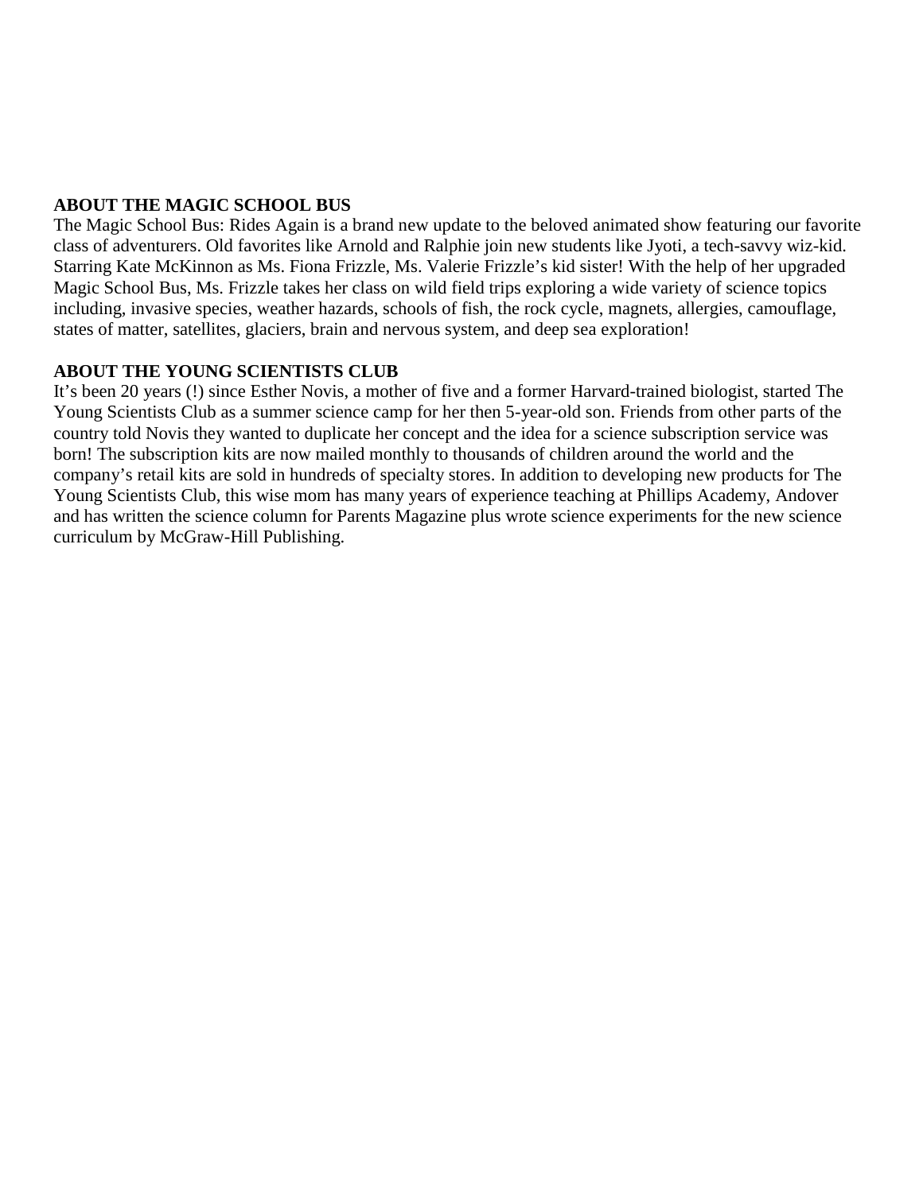**ABOUT THE MAGIC SCHOOL BUS**

The Magic School Bus: Rides Again is a brand new update to the beloved animated show featuring our favorite class of adventurers. Old favorites like Arnold and Ralphie join new students like Jyoti, a tech-savvy wiz-kid. Starring Kate McKinnon as Ms. Fiona Frizzle, Ms. Valerie Frizzle's kid sister! With the help of her upgraded Magic School Bus, Ms. Frizzle takes her class on wild field trips exploring a wide variety of science topics including, invasive species, weather hazards, schools of fish, the rock cycle, magnets, allergies, camouflage, states of matter, satellites, glaciers, brain and nervous system, and deep sea exploration!

**ABOUT THE YOUNG SCIENTISTS CLUB**

It's been 20 years (!) since Esther Novis, a mother of five and a former Harvard-trained biologist, started The Young Scientists Club as a summer science camp for her then 5-year-old son. Friends from other parts of the country told Novis they wanted to duplicate her concept and the idea for a science subscription service was born! The subscription kits are now mailed monthly to thousands of children around the world and the company's retail kits are sold in hundreds of specialty stores. In addition to developing new products for The Young Scientists Club, this wise mom has many years of experience teaching at Phillips Academy, Andover and has written the science column for Parents Magazine plus wrote science experiments for the new science curriculum by McGraw-Hill Publishing.